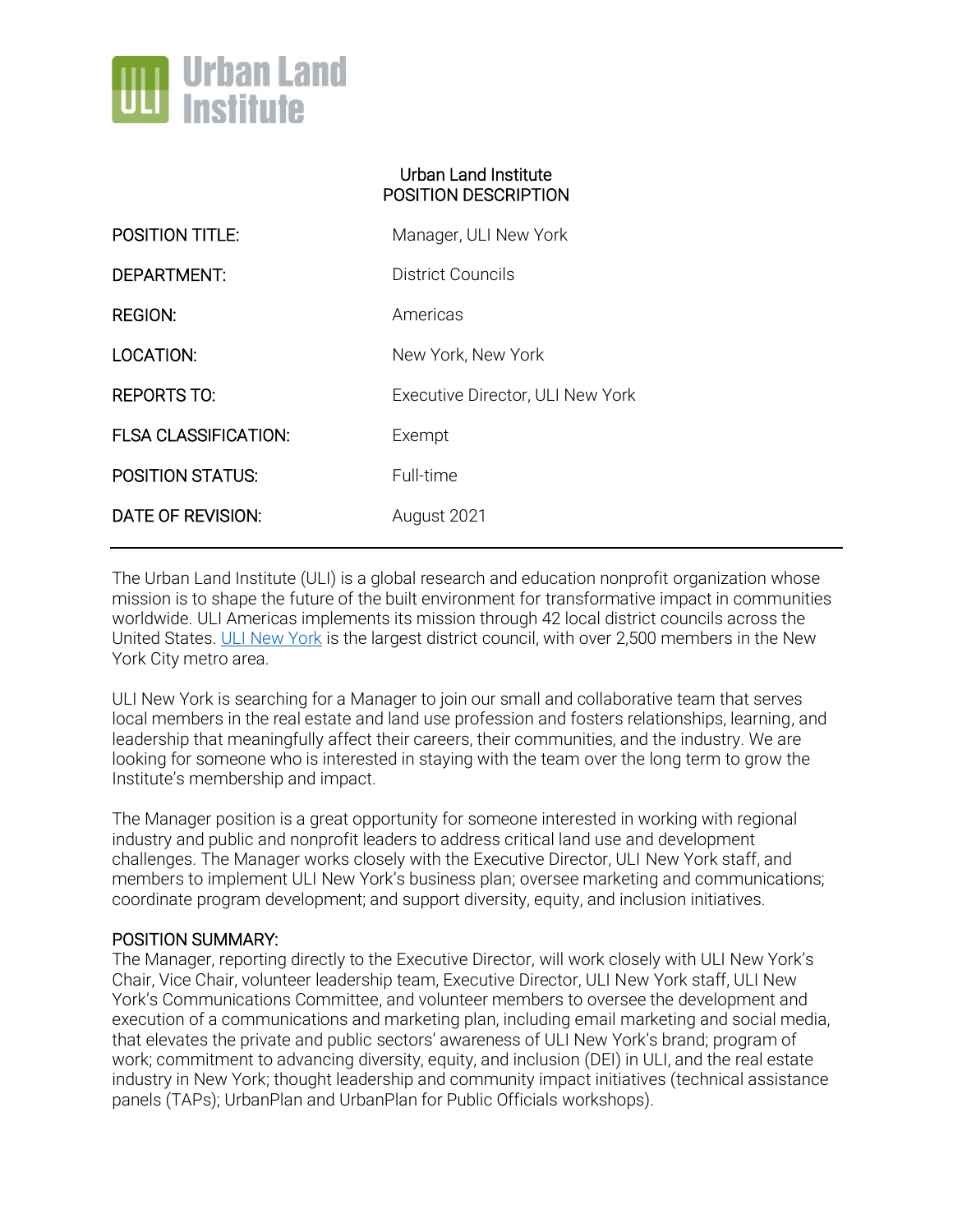**Urban Land Institute**

Urban Land Institute
POSITION DESCRIPTION

| | |
|---|---|
| POSITION TITLE: | Manager, ULI New York |
| DEPARTMENT: | District Councils |
| REGION: | Americas |
| LOCATION: | New York, New York |
| REPORTS TO: | Executive Director, ULI New York |
| FLSA CLASSIFICATION: | Exempt |
| POSITION STATUS: | Full-time |
| DATE OF REVISION: | August 2021 |

---

The Urban Land Institute (ULI) is a global research and education nonprofit organization whose mission is to shape the future of the built environment for transformative impact in communities worldwide. ULI Americas implements its mission through 42 local district councils across the United States. ULI New York is the largest district council, with over 2,500 members in the New York City metro area.

ULI New York is searching for a Manager to join our small and collaborative team that serves local members in the real estate and land use profession and fosters relationships, learning, and leadership that meaningfully affect their careers, their communities, and the industry. We are looking for someone who is interested in staying with the team over the long term to grow the Institute's membership and impact.

The Manager position is a great opportunity for someone interested in working with regional industry and public and nonprofit leaders to address critical land use and development challenges. The Manager works closely with the Executive Director, ULI New York staff, and members to implement ULI New York's business plan; oversee marketing and communications; coordinate program development; and support diversity, equity, and inclusion initiatives.

## POSITION SUMMARY:

The Manager, reporting directly to the Executive Director, will work closely with ULI New York's Chair, Vice Chair, volunteer leadership team, Executive Director, ULI New York staff, ULI New York's Communications Committee, and volunteer members to oversee the development and execution of a communications and marketing plan, including email marketing and social media, that elevates the private and public sectors' awareness of ULI New York's brand; program of work; commitment to advancing diversity, equity, and inclusion (DEI) in ULI, and the real estate industry in New York; thought leadership and community impact initiatives (technical assistance panels (TAPs); UrbanPlan and UrbanPlan for Public Officials workshops).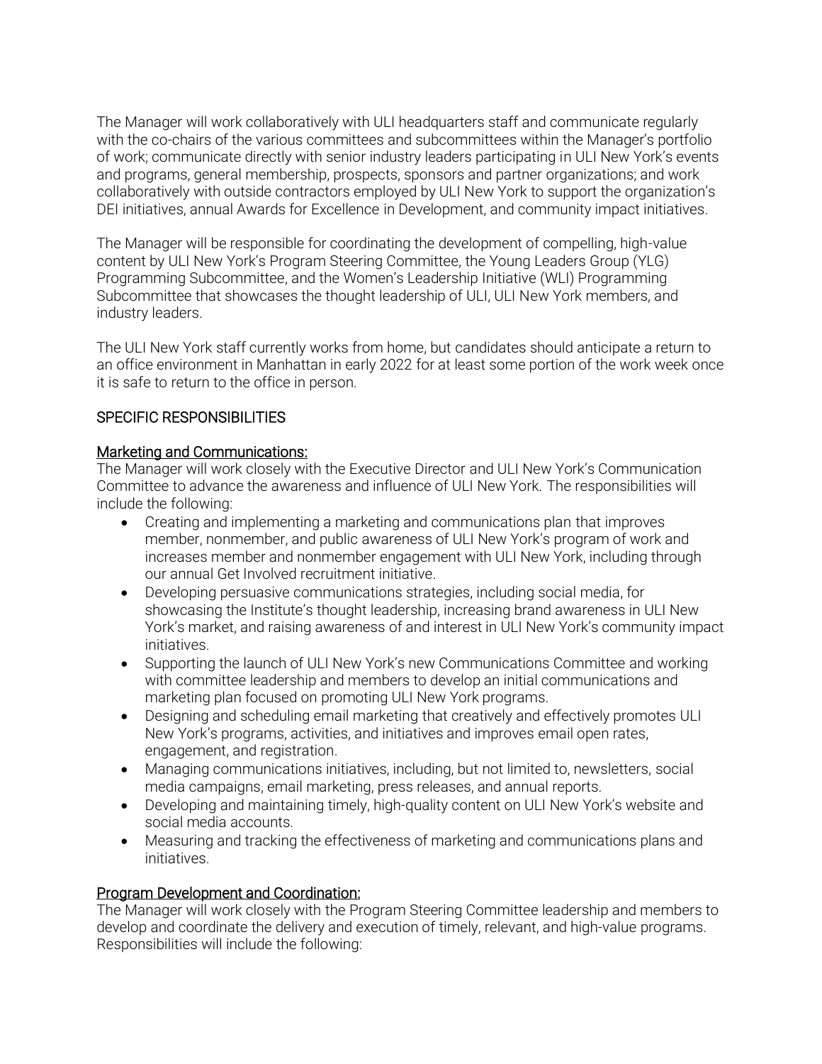The Manager will work collaboratively with ULI headquarters staff and communicate regularly with the co-chairs of the various committees and subcommittees within the Manager's portfolio of work; communicate directly with senior industry leaders participating in ULI New York's events and programs, general membership, prospects, sponsors and partner organizations; and work collaboratively with outside contractors employed by ULI New York to support the organization's DEI initiatives, annual Awards for Excellence in Development, and community impact initiatives.

The Manager will be responsible for coordinating the development of compelling, high-value content by ULI New York's Program Steering Committee, the Young Leaders Group (YLG) Programming Subcommittee, and the Women's Leadership Initiative (WLI) Programming Subcommittee that showcases the thought leadership of ULI, ULI New York members, and industry leaders.

The ULI New York staff currently works from home, but candidates should anticipate a return to an office environment in Manhattan in early 2022 for at least some portion of the work week once it is safe to return to the office in person.

## SPECIFIC RESPONSIBILITIES

### Marketing and Communications:

The Manager will work closely with the Executive Director and ULI New York's Communication Committee to advance the awareness and influence of ULI New York. The responsibilities will include the following:

- Creating and implementing a marketing and communications plan that improves member, nonmember, and public awareness of ULI New York's program of work and increases member and nonmember engagement with ULI New York, including through our annual Get Involved recruitment initiative.
- Developing persuasive communications strategies, including social media, for showcasing the Institute's thought leadership, increasing brand awareness in ULI New York's market, and raising awareness of and interest in ULI New York's community impact initiatives.
- Supporting the launch of ULI New York's new Communications Committee and working with committee leadership and members to develop an initial communications and marketing plan focused on promoting ULI New York programs.
- Designing and scheduling email marketing that creatively and effectively promotes ULI New York's programs, activities, and initiatives and improves email open rates, engagement, and registration.
- Managing communications initiatives, including, but not limited to, newsletters, social media campaigns, email marketing, press releases, and annual reports.
- Developing and maintaining timely, high-quality content on ULI New York's website and social media accounts.
- Measuring and tracking the effectiveness of marketing and communications plans and initiatives.

### Program Development and Coordination:

The Manager will work closely with the Program Steering Committee leadership and members to develop and coordinate the delivery and execution of timely, relevant, and high-value programs. Responsibilities will include the following: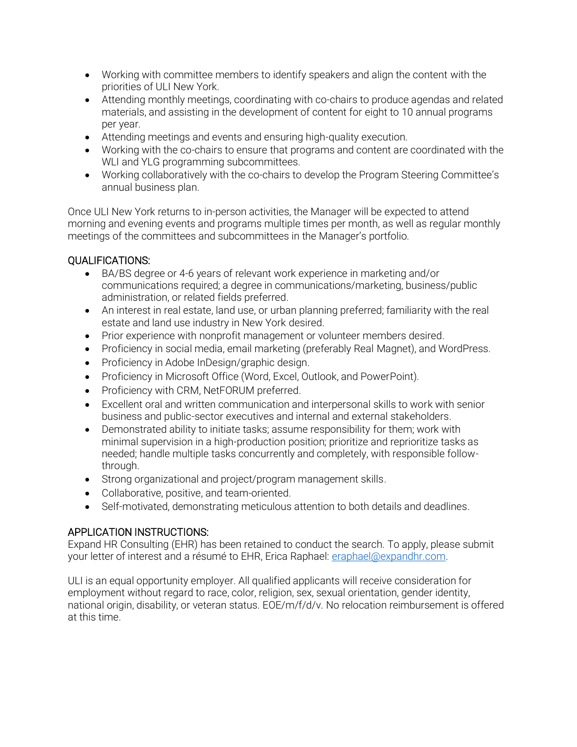- Working with committee members to identify speakers and align the content with the priorities of ULI New York.
- Attending monthly meetings, coordinating with co-chairs to produce agendas and related materials, and assisting in the development of content for eight to 10 annual programs per year.
- Attending meetings and events and ensuring high-quality execution.
- Working with the co-chairs to ensure that programs and content are coordinated with the WLI and YLG programming subcommittees.
- Working collaboratively with the co-chairs to develop the Program Steering Committee's annual business plan.

Once ULI New York returns to in-person activities, the Manager will be expected to attend morning and evening events and programs multiple times per month, as well as regular monthly meetings of the committees and subcommittees in the Manager's portfolio.

## QUALIFICATIONS:

- BA/BS degree or 4-6 years of relevant work experience in marketing and/or communications required; a degree in communications/marketing, business/public administration, or related fields preferred.
- An interest in real estate, land use, or urban planning preferred; familiarity with the real estate and land use industry in New York desired.
- Prior experience with nonprofit management or volunteer members desired.
- Proficiency in social media, email marketing (preferably Real Magnet), and WordPress.
- Proficiency in Adobe InDesign/graphic design.
- Proficiency in Microsoft Office (Word, Excel, Outlook, and PowerPoint).
- Proficiency with CRM, NetFORUM preferred.
- Excellent oral and written communication and interpersonal skills to work with senior business and public-sector executives and internal and external stakeholders.
- Demonstrated ability to initiate tasks; assume responsibility for them; work with minimal supervision in a high-production position; prioritize and reprioritize tasks as needed; handle multiple tasks concurrently and completely, with responsible follow-through.
- Strong organizational and project/program management skills.
- Collaborative, positive, and team-oriented.
- Self-motivated, demonstrating meticulous attention to both details and deadlines.

## APPLICATION INSTRUCTIONS:

Expand HR Consulting (EHR) has been retained to conduct the search. To apply, please submit your letter of interest and a résumé to EHR, Erica Raphael: eraphael@expandhr.com.

ULI is an equal opportunity employer. All qualified applicants will receive consideration for employment without regard to race, color, religion, sex, sexual orientation, gender identity, national origin, disability, or veteran status. EOE/m/f/d/v. No relocation reimbursement is offered at this time.